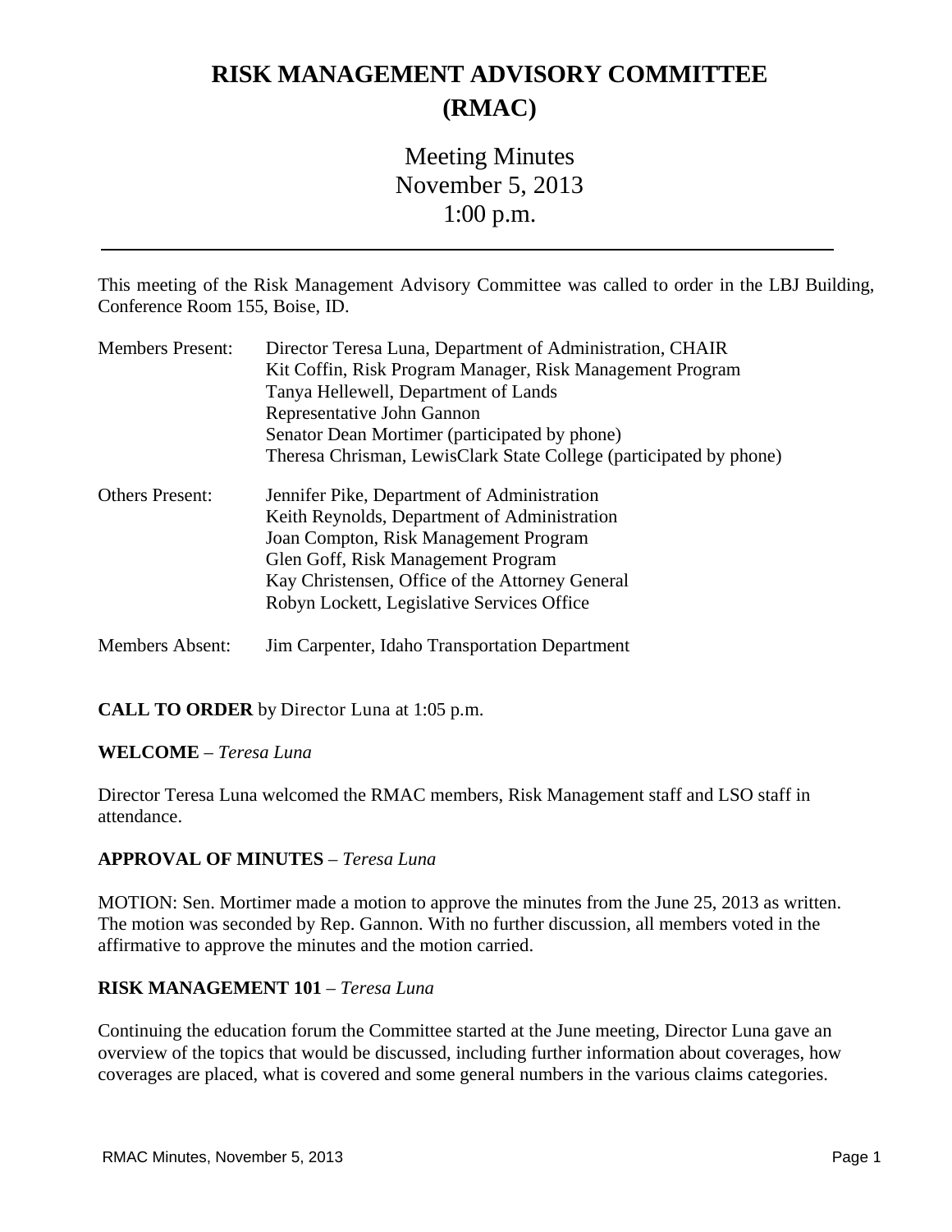# RISK MANAGEMENT ADVISORY COMMITTEE (RMAC)

Meeting Minutes
November 5, 2013
1:00 p.m.

---

This meeting of the Risk Management Advisory Committee was called to order in the LBJ Building, Conference Room 155, Boise, ID.

| | |
|---|---|
| Members Present: | Director Teresa Luna, Department of Administration, CHAIR<br>Kit Coffin, Risk Program Manager, Risk Management Program<br>Tanya Hellewell, Department of Lands<br>Representative John Gannon<br>Senator Dean Mortimer (participated by phone)<br>Theresa Chrisman, LewisClark State College (participated by phone) |
| Others Present: | Jennifer Pike, Department of Administration<br>Keith Reynolds, Department of Administration<br>Joan Compton, Risk Management Program<br>Glen Goff, Risk Management Program<br>Kay Christensen, Office of the Attorney General<br>Robyn Lockett, Legislative Services Office |
| Members Absent: | Jim Carpenter, Idaho Transportation Department |

**CALL TO ORDER** by Director Luna at 1:05 p.m.

**WELCOME** – *Teresa Luna*

Director Teresa Luna welcomed the RMAC members, Risk Management staff and LSO staff in attendance.

**APPROVAL OF MINUTES** – *Teresa Luna*

MOTION: Sen. Mortimer made a motion to approve the minutes from the June 25, 2013 as written. The motion was seconded by Rep. Gannon. With no further discussion, all members voted in the affirmative to approve the minutes and the motion carried.

**RISK MANAGEMENT 101** – *Teresa Luna*

Continuing the education forum the Committee started at the June meeting, Director Luna gave an overview of the topics that would be discussed, including further information about coverages, how coverages are placed, what is covered and some general numbers in the various claims categories.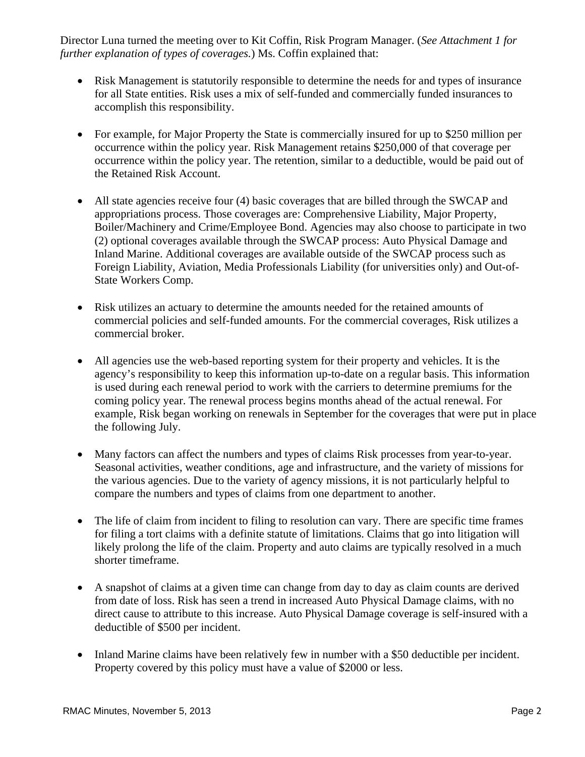Director Luna turned the meeting over to Kit Coffin, Risk Program Manager. (*See Attachment 1 for further explanation of types of coverages.*) Ms. Coffin explained that:

- Risk Management is statutorily responsible to determine the needs for and types of insurance for all State entities. Risk uses a mix of self-funded and commercially funded insurances to accomplish this responsibility.

- For example, for Major Property the State is commercially insured for up to $250 million per occurrence within the policy year. Risk Management retains $250,000 of that coverage per occurrence within the policy year. The retention, similar to a deductible, would be paid out of the Retained Risk Account.

- All state agencies receive four (4) basic coverages that are billed through the SWCAP and appropriations process. Those coverages are: Comprehensive Liability, Major Property, Boiler/Machinery and Crime/Employee Bond. Agencies may also choose to participate in two (2) optional coverages available through the SWCAP process: Auto Physical Damage and Inland Marine. Additional coverages are available outside of the SWCAP process such as Foreign Liability, Aviation, Media Professionals Liability (for universities only) and Out-of-State Workers Comp.

- Risk utilizes an actuary to determine the amounts needed for the retained amounts of commercial policies and self-funded amounts. For the commercial coverages, Risk utilizes a commercial broker.

- All agencies use the web-based reporting system for their property and vehicles. It is the agency's responsibility to keep this information up-to-date on a regular basis. This information is used during each renewal period to work with the carriers to determine premiums for the coming policy year. The renewal process begins months ahead of the actual renewal. For example, Risk began working on renewals in September for the coverages that were put in place the following July.

- Many factors can affect the numbers and types of claims Risk processes from year-to-year. Seasonal activities, weather conditions, age and infrastructure, and the variety of missions for the various agencies. Due to the variety of agency missions, it is not particularly helpful to compare the numbers and types of claims from one department to another.

- The life of claim from incident to filing to resolution can vary. There are specific time frames for filing a tort claims with a definite statute of limitations. Claims that go into litigation will likely prolong the life of the claim. Property and auto claims are typically resolved in a much shorter timeframe.

- A snapshot of claims at a given time can change from day to day as claim counts are derived from date of loss. Risk has seen a trend in increased Auto Physical Damage claims, with no direct cause to attribute to this increase. Auto Physical Damage coverage is self-insured with a deductible of $500 per incident.

- Inland Marine claims have been relatively few in number with a $50 deductible per incident. Property covered by this policy must have a value of $2000 or less.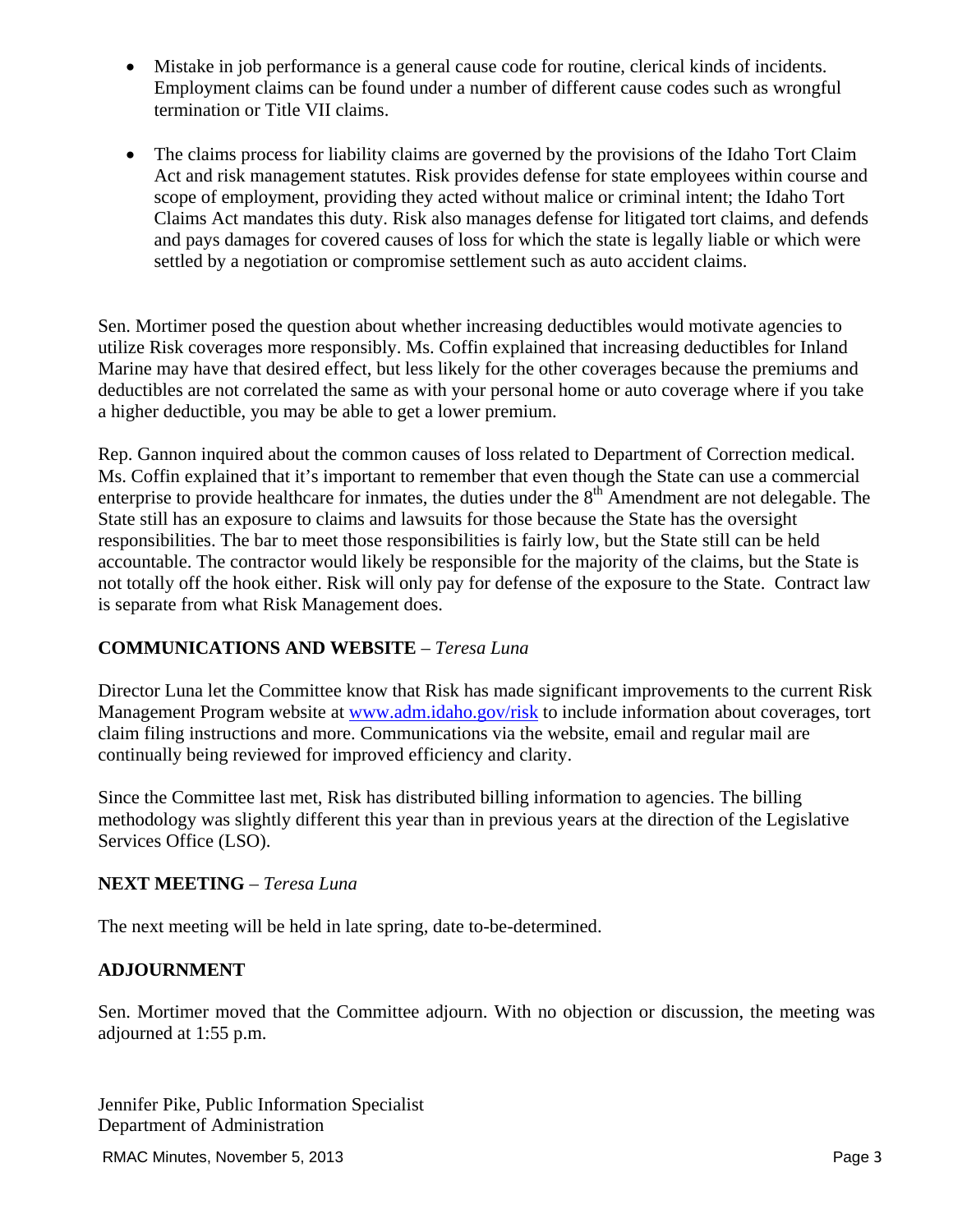- Mistake in job performance is a general cause code for routine, clerical kinds of incidents. Employment claims can be found under a number of different cause codes such as wrongful termination or Title VII claims.

- The claims process for liability claims are governed by the provisions of the Idaho Tort Claim Act and risk management statutes. Risk provides defense for state employees within course and scope of employment, providing they acted without malice or criminal intent; the Idaho Tort Claims Act mandates this duty. Risk also manages defense for litigated tort claims, and defends and pays damages for covered causes of loss for which the state is legally liable or which were settled by a negotiation or compromise settlement such as auto accident claims.

Sen. Mortimer posed the question about whether increasing deductibles would motivate agencies to utilize Risk coverages more responsibly. Ms. Coffin explained that increasing deductibles for Inland Marine may have that desired effect, but less likely for the other coverages because the premiums and deductibles are not correlated the same as with your personal home or auto coverage where if you take a higher deductible, you may be able to get a lower premium.

Rep. Gannon inquired about the common causes of loss related to Department of Correction medical. Ms. Coffin explained that it's important to remember that even though the State can use a commercial enterprise to provide healthcare for inmates, the duties under the 8th Amendment are not delegable. The State still has an exposure to claims and lawsuits for those because the State has the oversight responsibilities. The bar to meet those responsibilities is fairly low, but the State still can be held accountable. The contractor would likely be responsible for the majority of the claims, but the State is not totally off the hook either. Risk will only pay for defense of the exposure to the State. Contract law is separate from what Risk Management does.

**COMMUNICATIONS AND WEBSITE** – *Teresa Luna*

Director Luna let the Committee know that Risk has made significant improvements to the current Risk Management Program website at www.adm.idaho.gov/risk to include information about coverages, tort claim filing instructions and more. Communications via the website, email and regular mail are continually being reviewed for improved efficiency and clarity.

Since the Committee last met, Risk has distributed billing information to agencies. The billing methodology was slightly different this year than in previous years at the direction of the Legislative Services Office (LSO).

**NEXT MEETING** – *Teresa Luna*

The next meeting will be held in late spring, date to-be-determined.

**ADJOURNMENT**

Sen. Mortimer moved that the Committee adjourn. With no objection or discussion, the meeting was adjourned at 1:55 p.m.

Jennifer Pike, Public Information Specialist
Department of Administration